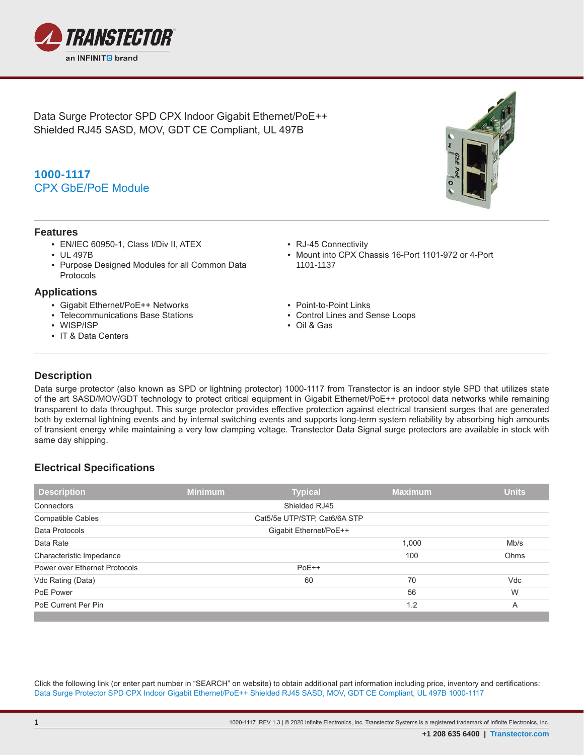Data Surge Protector SPD CPX Indoor Gigabit Ethernet/PoE++ Shielded RJ45 SASD, MOV, GDT CE Compliant, UL 497B

## 1000-1117
CPX GbE/PoE Module

### Features

- EN/IEC 60950-1, Class I/Div II, ATEX
- UL 497B
- Purpose Designed Modules for all Common Data Protocols
- RJ-45 Connectivity
- Mount into CPX Chassis 16-Port 1101-972 or 4-Port 1101-1137

### Applications

- Gigabit Ethernet/PoE++ Networks
- Telecommunications Base Stations
- WISP/ISP
- IT & Data Centers
- Point-to-Point Links
- Control Lines and Sense Loops
- Oil & Gas

### Description

Data surge protector (also known as SPD or lightning protector) 1000-1117 from Transtector is an indoor style SPD that utilizes state of the art SASD/MOV/GDT technology to protect critical equipment in Gigabit Ethernet/PoE++ protocol data networks while remaining transparent to data throughput. This surge protector provides effective protection against electrical transient surges that are generated both by external lightning events and by internal switching events and supports long-term system reliability by absorbing high amounts of transient energy while maintaining a very low clamping voltage. Transtector Data Signal surge protectors are available in stock with same day shipping.

### Electrical Specifications

| Description | Minimum | Typical | Maximum | Units |
|---|---|---|---|---|
| Connectors | | Shielded RJ45 | | |
| Compatible Cables | | Cat5/5e UTP/STP, Cat6/6A STP | | |
| Data Protocols | | Gigabit Ethernet/PoE++ | | |
| Data Rate | | | 1,000 | Mb/s |
| Characteristic Impedance | | | 100 | Ohms |
| Power over Ethernet Protocols | | PoE++ | | |
| Vdc Rating (Data) | | 60 | 70 | Vdc |
| PoE Power | | | 56 | W |
| PoE Current Per Pin | | | 1.2 | A |

Click the following link (or enter part number in "SEARCH" on website) to obtain additional part information including price, inventory and certifications:
Data Surge Protector SPD CPX Indoor Gigabit Ethernet/PoE++ Shielded RJ45 SASD, MOV, GDT CE Compliant, UL 497B 1000-1117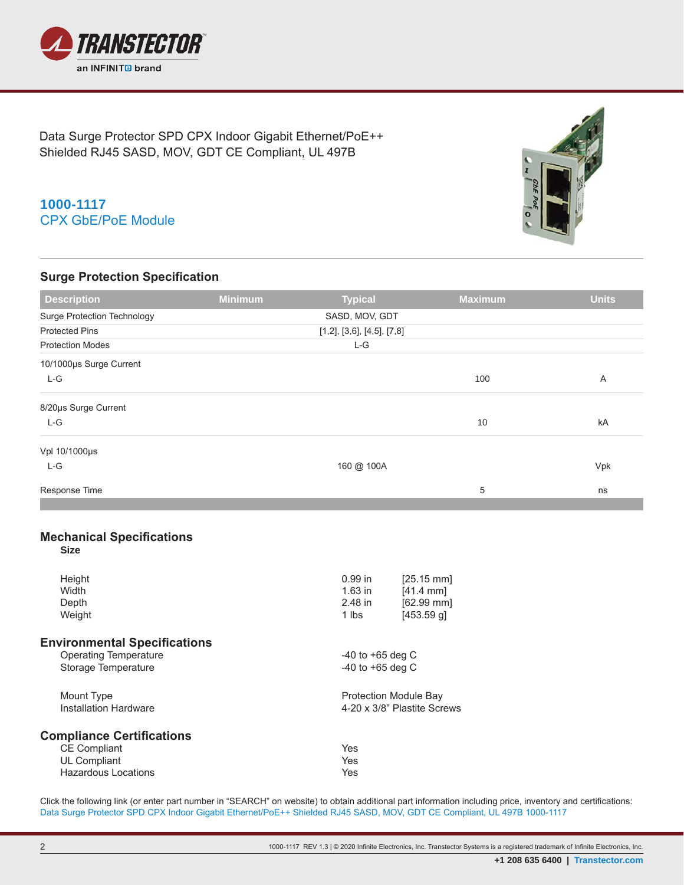Data Surge Protector SPD CPX Indoor Gigabit Ethernet/PoE++ Shielded RJ45 SASD, MOV, GDT CE Compliant, UL 497B

**1000-1117**
CPX GbE/PoE Module

## Surge Protection Specification

| Description | Minimum | Typical | Maximum | Units |
|---|---|---|---|---|
| Surge Protection Technology | | SASD, MOV, GDT | | |
| Protected Pins | | [1,2], [3,6], [4,5], [7,8] | | |
| Protection Modes | | L-G | | |
| 10/1000µs Surge Current | | | | |
| L-G | | | 100 | A |
| 8/20µs Surge Current | | | | |
| L-G | | | 10 | kA |
| Vpl 10/1000µs | | | | |
| L-G | | 160 @ 100A | | Vpk |
| Response Time | | | 5 | ns |

## Mechanical Specifications

**Size**

| | | |
|---|---|---|
| Height | 0.99 in | [25.15 mm] |
| Width | 1.63 in | [41.4 mm] |
| Depth | 2.48 in | [62.99 mm] |
| Weight | 1 lbs | [453.59 g] |

## Environmental Specifications

| | |
|---|---|
| Operating Temperature | -40 to +65 deg C |
| Storage Temperature | -40 to +65 deg C |
| Mount Type | Protection Module Bay |
| Installation Hardware | 4-20 x 3/8" Plastite Screws |

## Compliance Certifications

| | |
|---|---|
| CE Compliant | Yes |
| UL Compliant | Yes |
| Hazardous Locations | Yes |

Click the following link (or enter part number in "SEARCH" on website) to obtain additional part information including price, inventory and certifications:
Data Surge Protector SPD CPX Indoor Gigabit Ethernet/PoE++ Shielded RJ45 SASD, MOV, GDT CE Compliant, UL 497B 1000-1117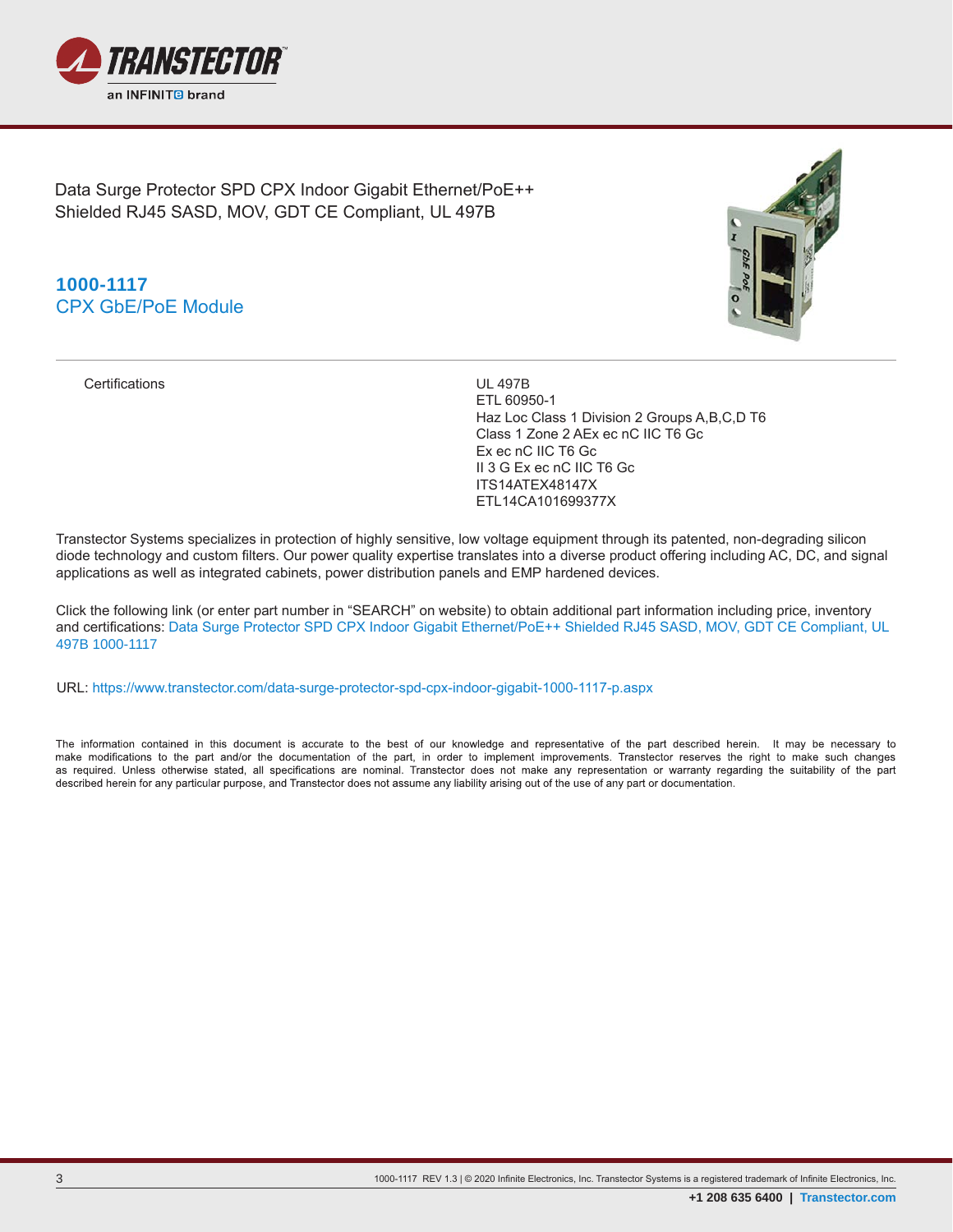Data Surge Protector SPD CPX Indoor Gigabit Ethernet/PoE++ Shielded RJ45 SASD, MOV, GDT CE Compliant, UL 497B

## 1000-1117
## CPX GbE/PoE Module

| | |
|---|---|
| Certifications | UL 497B<br>ETL 60950-1<br>Haz Loc Class 1 Division 2 Groups A,B,C,D T6<br>Class 1 Zone 2 AEx ec nC IIC T6 Gc<br>Ex ec nC IIC T6 Gc<br>II 3 G Ex ec nC IIC T6 Gc<br>ITS14ATEX48147X<br>ETL14CA101699377X |

Transtector Systems specializes in protection of highly sensitive, low voltage equipment through its patented, non-degrading silicon diode technology and custom filters. Our power quality expertise translates into a diverse product offering including AC, DC, and signal applications as well as integrated cabinets, power distribution panels and EMP hardened devices.

Click the following link (or enter part number in "SEARCH" on website) to obtain additional part information including price, inventory and certifications: [Data Surge Protector SPD CPX Indoor Gigabit Ethernet/PoE++ Shielded RJ45 SASD, MOV, GDT CE Compliant, UL 497B 1000-1117](https://www.transtector.com/data-surge-protector-spd-cpx-indoor-gigabit-1000-1117-p.aspx)

URL: https://www.transtector.com/data-surge-protector-spd-cpx-indoor-gigabit-1000-1117-p.aspx

The information contained in this document is accurate to the best of our knowledge and representative of the part described herein. It may be necessary to make modifications to the part and/or the documentation of the part, in order to implement improvements. Transtector reserves the right to make such changes as required. Unless otherwise stated, all specifications are nominal. Transtector does not make any representation or warranty regarding the suitability of the part described herein for any particular purpose, and Transtector does not assume any liability arising out of the use of any part or documentation.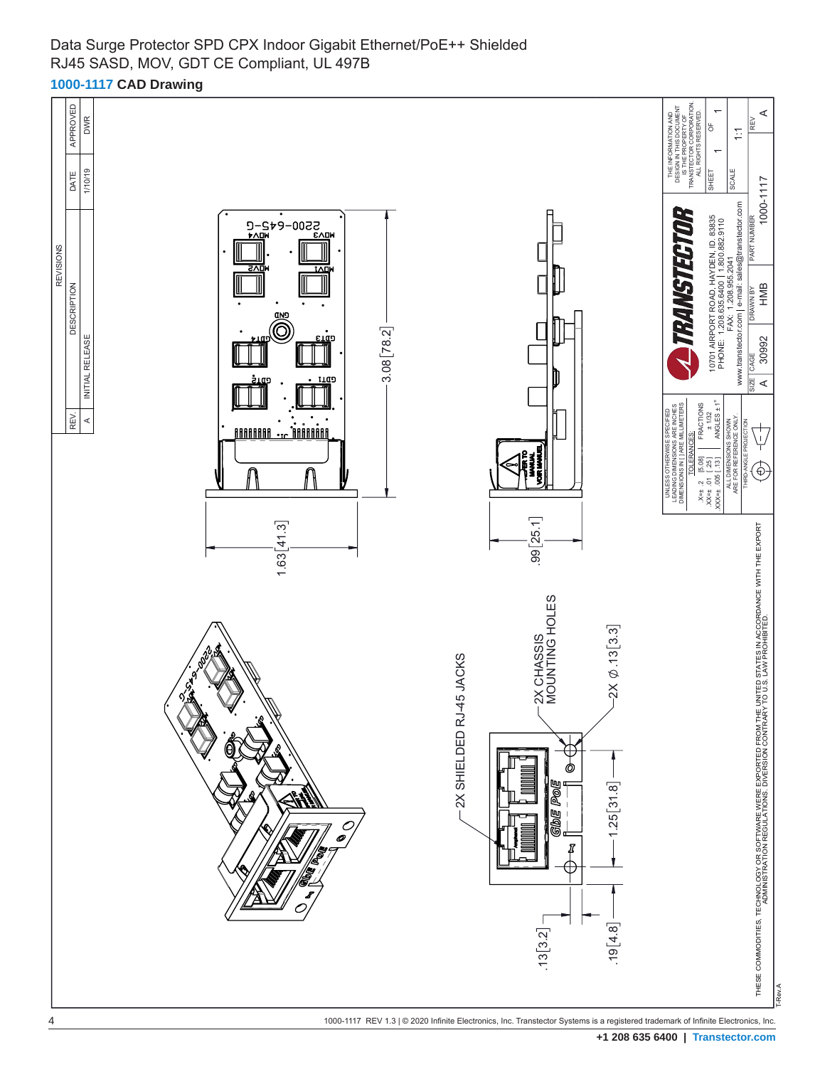Data Surge Protector SPD CPX Indoor Gigabit Ethernet/PoE++ Shielded RJ45 SASD, MOV, GDT CE Compliant, UL 497B

**1000-1117 CAD Drawing**

REVISIONS

| REV. | DESCRIPTION | DATE | APPROVED |
|---|---|---|---|
| A | INITIAL RELEASE | 1/10/19 | DWR |

3.08 [78.2]

1.63 [41.3]

.99 [25.1]

2X SHIELDED RJ-45 JACKS

2X CHASSIS MOUNTING HOLES

2X ∅.13 [3.3]

1.25 [31.8]

.13 [3.2]

.19 [4.8]

2200-645-G

MOV1 MOV2 MOV3 MOV4 GDT1 GDT2 GDT3 GDT4 GND

UNLESS OTHERWISE SPECIFIED LEADING DIMENSIONS ARE INCHES DIMENSIONS IN [ ] ARE MILLIMETERS

TOLERANCES:

.X± .2 [5.08] | FRACTIONS ± 1/32
.XX± .01 [.25] | ANGLES ± 1°
.XXX± .005 [.13]

ALL DIMENSIONS SHOWN ARE FOR REFERENCE ONLY

THIRD ANGLE PROJECTION

TRANSTECTOR

10701 AIRPORT ROAD, HAYDEN, ID. 83835
PHONE: 1.208.635.6400 | 1.800.882.9110
FAX: 1.208.955.2041
www.transtector.com | e-mail: sales@transtector.com

THE INFORMATION AND DESIGN IN THIS DOCUMENT IS THE PROPERTY OF TRANSTECTOR CORPORATION. ALL RIGHTS RESERVED.

| SIZE | CAGE | DRAWN BY | PART NUMBER | REV |
|---|---|---|---|---|
| A | 30992 | HMB | 1000-1117 | A |

SHEET 1 OF 1

SCALE 1:1

THESE COMMODITIES, TECHNOLOGY OR SOFTWARE WERE EXPORTED FROM THE UNITED STATES IN ACCORDANCE WITH THE EXPORT ADMINISTRATION REGULATIONS. DIVERSION CONTRARY TO U.S. LAW PROHIBITED.

T-Rev.A

1000-1117 REV 1.3 | © 2020 Infinite Electronics, Inc. Transtector Systems is a registered trademark of Infinite Electronics, Inc.

**+1 208 635 6400 | Transtector.com**